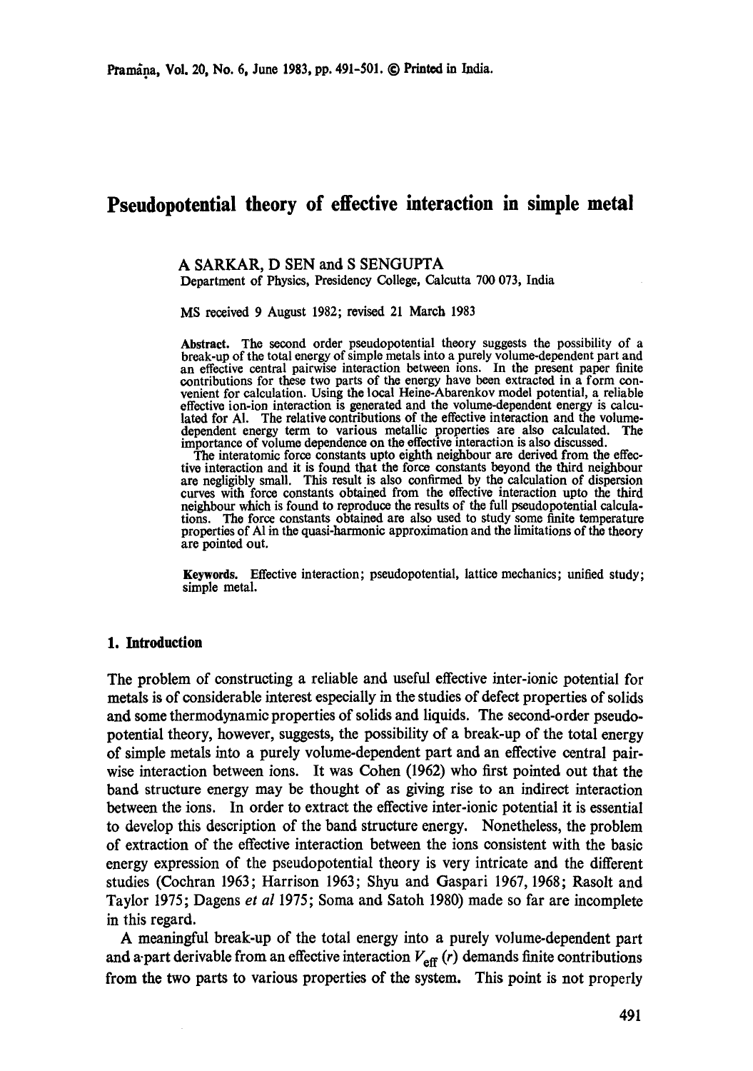# Pseudopotential theory of effective interaction in simple metal

A SARKAR, D SEN and S SENGUPTA
Department of Physics, Presidency College, Calcutta 700 073, India

MS received 9 August 1982; revised 21 March 1983

**Abstract.** The second order pseudopotential theory suggests the possibility of a break-up of the total energy of simple metals into a purely volume-dependent part and an effective central pairwise interaction between ions. In the present paper finite contributions for these two parts of the energy have been extracted in a form convenient for calculation. Using the local Heine-Abarenkov model potential, a reliable effective ion-ion interaction is generated and the volume-dependent energy is calculated for Al. The relative contributions of the effective interaction and the volume-dependent energy term to various metallic properties are also calculated. The importance of volume dependence on the effective interaction is also discussed.

The interatomic force constants upto eighth neighbour are derived from the effective interaction and it is found that the force constants beyond the third neighbour are negligibly small. This result is also confirmed by the calculation of dispersion curves with force constants obtained from the effective interaction upto the third neighbour which is found to reproduce the results of the full pseudopotential calculations. The force constants obtained are also used to study some finite temperature properties of Al in the quasi-harmonic approximation and the limitations of the theory are pointed out.

**Keywords.** Effective interaction; pseudopotential, lattice mechanics; unified study; simple metal.

## 1. Introduction

The problem of constructing a reliable and useful effective inter-ionic potential for metals is of considerable interest especially in the studies of defect properties of solids and some thermodynamic properties of solids and liquids. The second-order pseudopotential theory, however, suggests, the possibility of a break-up of the total energy of simple metals into a purely volume-dependent part and an effective central pairwise interaction between ions. It was Cohen (1962) who first pointed out that the band structure energy may be thought of as giving rise to an indirect interaction between the ions. In order to extract the effective inter-ionic potential it is essential to develop this description of the band structure energy. Nonetheless, the problem of extraction of the effective interaction between the ions consistent with the basic energy expression of the pseudopotential theory is very intricate and the different studies (Cochran 1963; Harrison 1963; Shyu and Gaspari 1967, 1968; Rasolt and Taylor 1975; Dagens *et al* 1975; Soma and Satoh 1980) made so far are incomplete in this regard.

A meaningful break-up of the total energy into a purely volume-dependent part and a part derivable from an effective interaction $V_{\text{eff}}(r)$ demands finite contributions from the two parts to various properties of the system. This point is not properly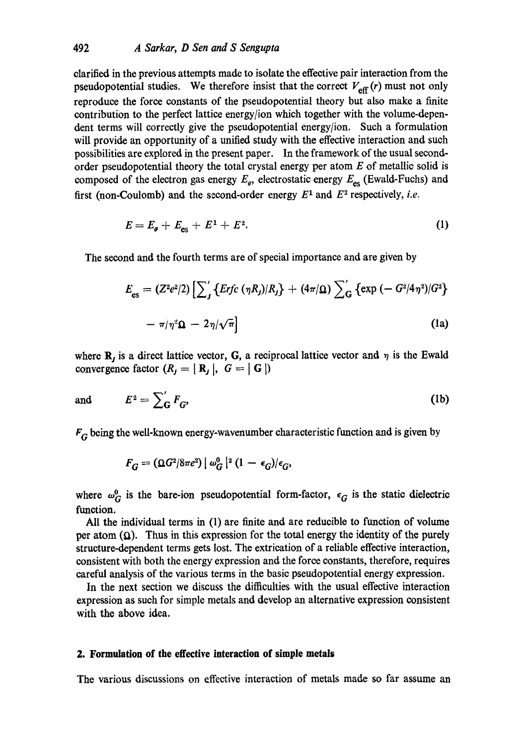clarified in the previous attempts made to isolate the effective pair interaction from the pseudopotential studies. We therefore insist that the correct $V_{\text{eff}}(r)$ must not only reproduce the force constants of the pseudopotential theory but also make a finite contribution to the perfect lattice energy/ion which together with the volume-dependent terms will correctly give the pseudopotential energy/ion. Such a formulation will provide an opportunity of a unified study with the effective interaction and such possibilities are explored in the present paper. In the framework of the usual second-order pseudopotential theory the total crystal energy per atom $E$ of metallic solid is composed of the electron gas energy $E_g$, electrostatic energy $E_{\text{es}}$ (Ewald-Fuchs) and first (non-Coulomb) and the second-order energy $E^1$ and $E^2$ respectively, *i.e.*

$$E = E_g + E_{\text{es}} + E^1 + E^2. \tag{1}$$

The second and the fourth terms are of special importance and are given by

$$E_{\text{es}} = (Z^2e^2/2)\left[\sum_j{}' \{Erfc\,(\eta R_j)/R_j\} + (4\pi/\Omega)\sum_G{}' \{\exp\,(-G^2/4\eta^2)/G^2\} - \pi/\eta^2\Omega - 2\eta/\sqrt{\pi}\right] \tag{1a}$$

where $\mathbf{R}_j$ is a direct lattice vector, $\mathbf{G}$, a reciprocal lattice vector and $\eta$ is the Ewald convergence factor ($R_j = |\mathbf{R}_j|$, $G = |\mathbf{G}|$)

and
$$E^2 = \sum_G{}' F_G, \tag{1b}$$

$F_G$ being the well-known energy-wavenumber characteristic function and is given by

$$F_G = (\Omega G^2/8\pi e^2)\,|\,\omega_G^0\,|^2\,(1 - \epsilon_G)/\epsilon_G,$$

where $\omega_G^0$ is the bare-ion pseudopotential form-factor, $\epsilon_G$ is the static dielectric function.

All the individual terms in (1) are finite and are reducible to function of volume per atom ($\Omega$). Thus in this expression for the total energy the identity of the purely structure-dependent terms gets lost. The extrication of a reliable effective interaction, consistent with both the energy expression and the force constants, therefore, requires careful analysis of the various terms in the basic pseudopotential energy expression.

In the next section we discuss the difficulties with the usual effective interaction expression as such for simple metals and develop an alternative expression consistent with the above idea.

## 2. Formulation of the effective interaction of simple metals

The various discussions on effective interaction of metals made so far assume an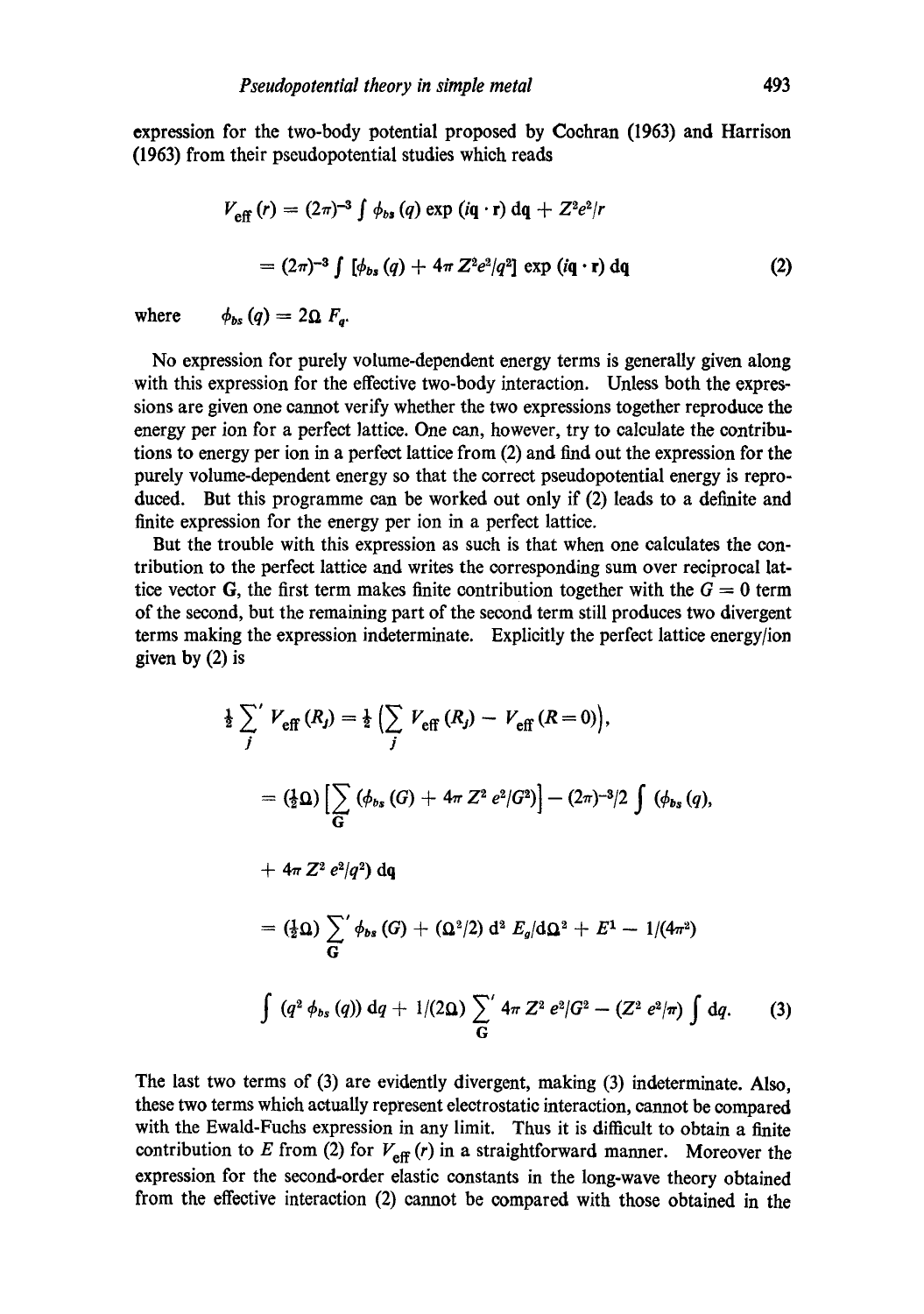expression for the two-body potential proposed by Cochran (1963) and Harrison (1963) from their pseudopotential studies which reads

$$
\begin{aligned}
V_{\text{eff}}(r) &= (2\pi)^{-3} \int \phi_{bs}(q) \exp(i\mathbf{q}\cdot\mathbf{r})\, d\mathbf{q} + Z^2e^2/r \\
&= (2\pi)^{-3} \int [\phi_{bs}(q) + 4\pi Z^2e^2/q^2] \exp(i\mathbf{q}\cdot\mathbf{r})\, d\mathbf{q}
\end{aligned}
\tag{2}
$$

where $\quad \phi_{bs}(q) = 2\Omega\, F_q.$

No expression for purely volume-dependent energy terms is generally given along with this expression for the effective two-body interaction. Unless both the expressions are given one cannot verify whether the two expressions together reproduce the energy per ion for a perfect lattice. One can, however, try to calculate the contributions to energy per ion in a perfect lattice from (2) and find out the expression for the purely volume-dependent energy so that the correct pseudopotential energy is reproduced. But this programme can be worked out only if (2) leads to a definite and finite expression for the energy per ion in a perfect lattice.

But the trouble with this expression as such is that when one calculates the contribution to the perfect lattice and writes the corresponding sum over reciprocal lattice vector $\mathbf{G}$, the first term makes finite contribution together with the $G = 0$ term of the second, but the remaining part of the second term still produces two divergent terms making the expression indeterminate. Explicitly the perfect lattice energy/ion given by (2) is

$$
\begin{aligned}
\tfrac{1}{2}\sum_j{}' V_{\text{eff}}(R_j) &= \tfrac{1}{2}\Big(\sum_j V_{\text{eff}}(R_j) - V_{\text{eff}}(R=0)\Big), \\
&= (\tfrac{1}{2}\Omega)\Big[\sum_{\mathbf{G}} (\phi_{bs}(G) + 4\pi Z^2 e^2/G^2)\Big] - (2\pi)^{-3}/2 \int (\phi_{bs}(q), \\
&\quad + 4\pi Z^2 e^2/q^2)\, d\mathbf{q} \\
&= (\tfrac{1}{2}\Omega) \sum_{\mathbf{G}}{}' \phi_{bs}(G) + (\Omega^2/2)\, d^2 E_g/d\Omega^2 + E^1 - 1/(4\pi^2) \\
&\quad \int (q^2 \phi_{bs}(q))\, dq + 1/(2\Omega) \sum_{\mathbf{G}}{}' 4\pi Z^2 e^2/G^2 - (Z^2 e^2/\pi) \int dq.
\end{aligned}
\tag{3}
$$

The last two terms of (3) are evidently divergent, making (3) indeterminate. Also, these two terms which actually represent electrostatic interaction, cannot be compared with the Ewald-Fuchs expression in any limit. Thus it is difficult to obtain a finite contribution to $E$ from (2) for $V_{\text{eff}}(r)$ in a straightforward manner. Moreover the expression for the second-order elastic constants in the long-wave theory obtained from the effective interaction (2) cannot be compared with those obtained in the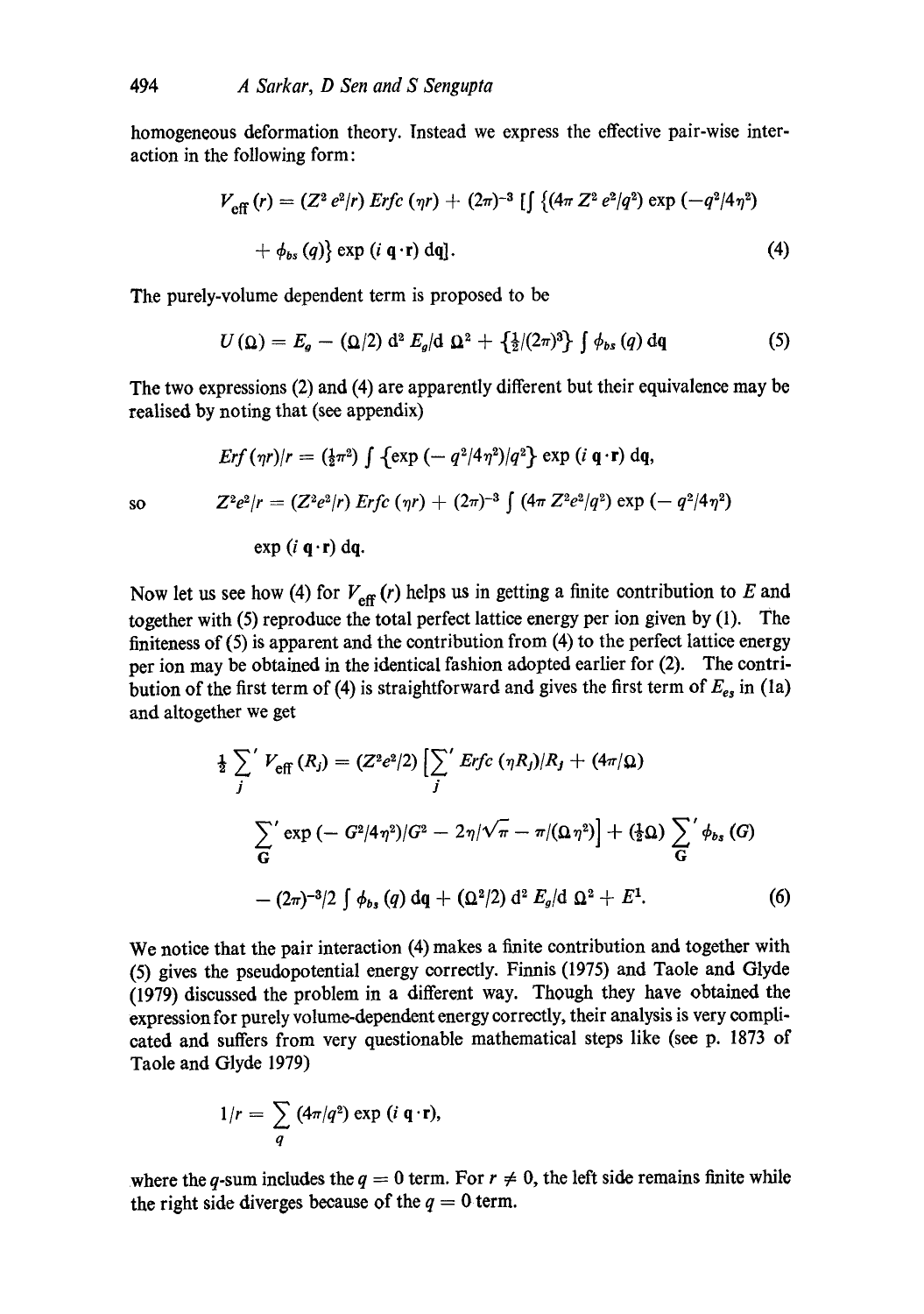homogeneous deformation theory. Instead we express the effective pair-wise interaction in the following form:

$$V_{\text{eff}}(r) = (Z^2 e^2/r)\, Erfc\,(\eta r) + (2\pi)^{-3} \left[\int \left\{(4\pi Z^2 e^2/q^2) \exp(-q^2/4\eta^2) + \phi_{bs}(q)\right\} \exp(i\, \mathbf{q}\cdot\mathbf{r})\, d\mathbf{q}\right]. \tag{4}$$

The purely-volume dependent term is proposed to be

$$U(\Omega) = E_g - (\Omega/2)\, d^2 E_g/d\,\Omega^2 + \{\tfrac{1}{2}/(2\pi)^3\} \int \phi_{bs}(q)\, d\mathbf{q} \tag{5}$$

The two expressions (2) and (4) are apparently different but their equivalence may be realised by noting that (see appendix)

$$Erf\,(\eta r)/r = (\tfrac{1}{2}\pi^2) \int \{\exp(-q^2/4\eta^2)/q^2\} \exp(i\,\mathbf{q}\cdot\mathbf{r})\, d\mathbf{q},$$

so

$$Z^2 e^2/r = (Z^2 e^2/r)\, Erfc\,(\eta r) + (2\pi)^{-3} \int (4\pi Z^2 e^2/q^2) \exp(-q^2/4\eta^2) \exp(i\,\mathbf{q}\cdot\mathbf{r})\, d\mathbf{q}.$$

Now let us see how (4) for $V_{\text{eff}}(r)$ helps us in getting a finite contribution to $E$ and together with (5) reproduce the total perfect lattice energy per ion given by (1). The finiteness of (5) is apparent and the contribution from (4) to the perfect lattice energy per ion may be obtained in the identical fashion adopted earlier for (2). The contribution of the first term of (4) is straightforward and gives the first term of $E_{es}$ in (1a) and altogether we get

$$\tfrac{1}{2} \sum_j{}' V_{\text{eff}}(R_j) = (Z^2 e^2/2) \Big[\sum_j{}' Erfc\,(\eta R_j)/R_j + (4\pi/\Omega) \sum_{\mathbf{G}}{}' \exp(-G^2/4\eta^2)/G^2 - 2\eta/\sqrt{\pi} - \pi/(\Omega \eta^2)\Big] + (\tfrac{1}{2}\Omega) \sum_{\mathbf{G}}{}' \phi_{bs}(G) - (2\pi)^{-3}/2 \int \phi_{bs}(q)\, d\mathbf{q} + (\Omega^2/2)\, d^2 E_g/d\,\Omega^2 + E^1. \tag{6}$$

We notice that the pair interaction (4) makes a finite contribution and together with (5) gives the pseudopotential energy correctly. Finnis (1975) and Taole and Glyde (1979) discussed the problem in a different way. Though they have obtained the expression for purely volume-dependent energy correctly, their analysis is very complicated and suffers from very questionable mathematical steps like (see p. 1873 of Taole and Glyde 1979)

$$1/r = \sum_q (4\pi/q^2) \exp(i\,\mathbf{q}\cdot\mathbf{r}),$$

where the $q$-sum includes the $q = 0$ term. For $r \neq 0$, the left side remains finite while the right side diverges because of the $q = 0$ term.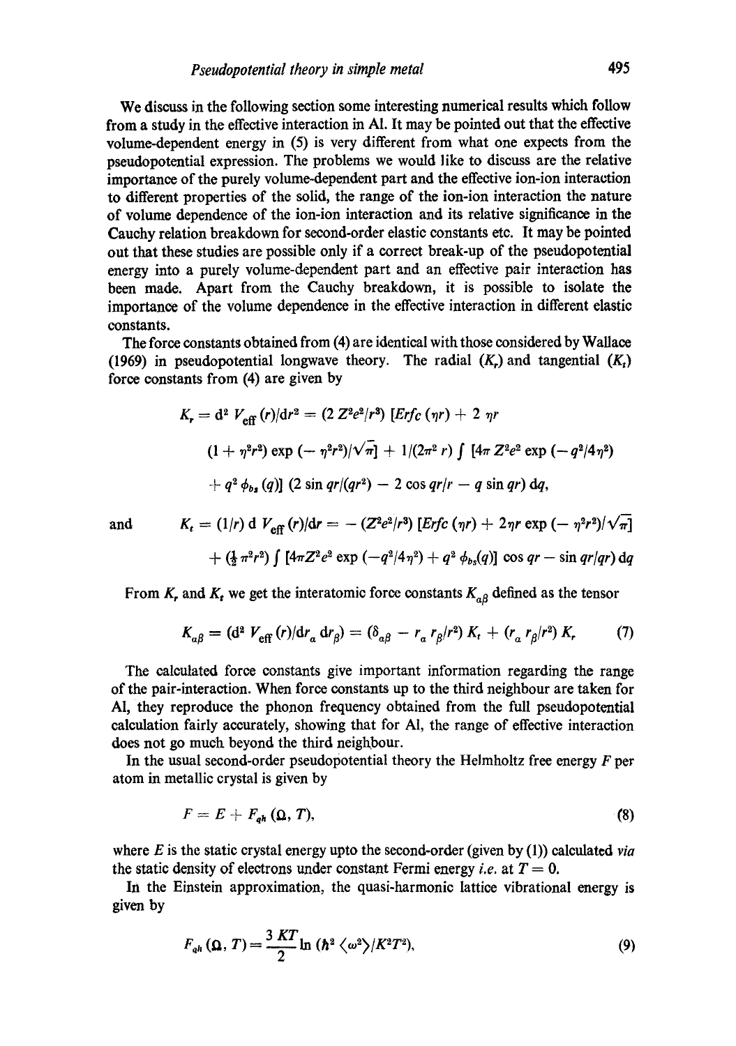We discuss in the following section some interesting numerical results which follow from a study in the effective interaction in Al. It may be pointed out that the effective volume-dependent energy in (5) is very different from what one expects from the pseudopotential expression. The problems we would like to discuss are the relative importance of the purely volume-dependent part and the effective ion-ion interaction to different properties of the solid, the range of the ion-ion interaction the nature of volume dependence of the ion-ion interaction and its relative significance in the Cauchy relation breakdown for second-order elastic constants etc. It may be pointed out that these studies are possible only if a correct break-up of the pseudopotential energy into a purely volume-dependent part and an effective pair interaction has been made. Apart from the Cauchy breakdown, it is possible to isolate the importance of the volume dependence in the effective interaction in different elastic constants.

The force constants obtained from (4) are identical with those considered by Wallace (1969) in pseudopotential longwave theory. The radial ($K_r$) and tangential ($K_t$) force constants from (4) are given by

$$K_r = \mathrm{d}^2 V_{\text{eff}}(r)/\mathrm{d}r^2 = (2Z^2e^2/r^3)\,[Erfc\,(\eta r) + 2\,\eta r\,(1+\eta^2r^2)\exp(-\eta^2r^2)/\sqrt{\pi}] + 1/(2\pi^2 r)\int [4\pi Z^2e^2 \exp(-q^2/4\eta^2) + q^2\,\phi_{bs}(q)]\,(2\sin qr/(qr^2) - 2\cos qr/r - q\sin qr)\,\mathrm{d}q,$$

and

$$K_t = (1/r)\,\mathrm{d}V_{\text{eff}}(r)/\mathrm{d}r = -(Z^2e^2/r^3)\,[Erfc\,(\eta r) + 2\eta r\exp(-\eta^2r^2)/\sqrt{\pi}] + (\tfrac{1}{2}\pi^2r^2)\int [4\pi Z^2e^2\exp(-q^2/4\eta^2) + q^2\,\phi_{bs}(q)]\,\cos qr - \sin qr/qr)\,\mathrm{d}q$$

From $K_r$ and $K_t$ we get the interatomic force constants $K_{\alpha\beta}$ defined as the tensor

$$K_{\alpha\beta} = (\mathrm{d}^2 V_{\text{eff}}(r)/\mathrm{d}r_\alpha\,\mathrm{d}r_\beta) = (\delta_{\alpha\beta} - r_\alpha r_\beta/r^2)\,K_t + (r_\alpha r_\beta/r^2)\,K_r \tag{7}$$

The calculated force constants give important information regarding the range of the pair-interaction. When force constants up to the third neighbour are taken for Al, they reproduce the phonon frequency obtained from the full pseudopotential calculation fairly accurately, showing that for Al, the range of effective interaction does not go much beyond the third neighbour.

In the usual second-order pseudopotential theory the Helmholtz free energy $F$ per atom in metallic crystal is given by

$$F = E + F_{qh}(\Omega, T), \tag{8}$$

where $E$ is the static crystal energy upto the second-order (given by (1)) calculated *via* the static density of electrons under constant Fermi energy *i.e.* at $T = 0$.

In the Einstein approximation, the quasi-harmonic lattice vibrational energy is given by

$$F_{qh}(\Omega, T) = \frac{3\,KT}{2}\ln\,(\hbar^2\,\langle\omega^2\rangle/K^2T^2), \tag{9}$$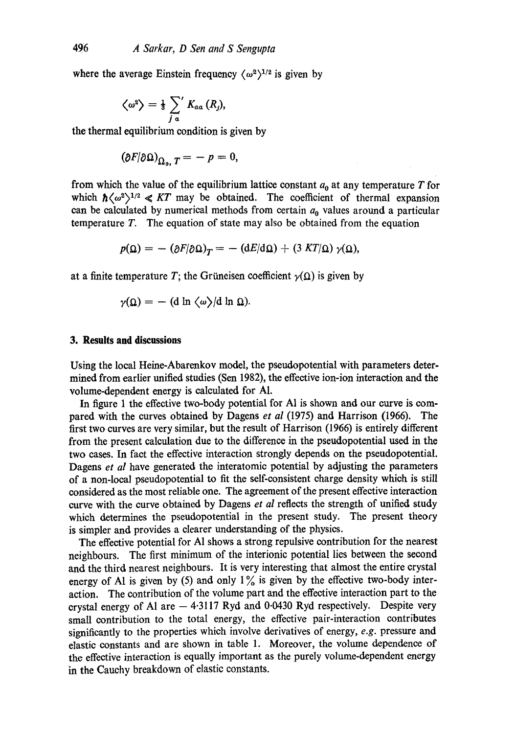where the average Einstein frequency $\langle \omega^2 \rangle^{1/2}$ is given by

$$\langle \omega^2 \rangle = \tfrac{1}{3} \sum_{j\,a}{}' K_{aa}(R_j),$$

the thermal equilibrium condition is given by

$$(\partial F/\partial \Omega)_{\Omega_0,\, T} = -p = 0,$$

from which the value of the equilibrium lattice constant $a_0$ at any temperature $T$ for which $\hbar \langle \omega^2 \rangle^{1/2} \ll KT$ may be obtained. The coefficient of thermal expansion can be calculated by numerical methods from certain $a_0$ values around a particular temperature $T$. The equation of state may also be obtained from the equation

$$p(\Omega) = -(\partial F/\partial \Omega)_T = -(\mathrm{d}E/\mathrm{d}\Omega) + (3\,KT/\Omega)\,\gamma(\Omega),$$

at a finite temperature $T$; the Grüneisen coefficient $\gamma(\Omega)$ is given by

$$\gamma(\Omega) = -(\mathrm{d}\ln \langle \omega \rangle / \mathrm{d}\ln \Omega).$$

## 3. Results and discussions

Using the local Heine-Abarenkov model, the pseudopotential with parameters determined from earlier unified studies (Sen 1982), the effective ion-ion interaction and the volume-dependent energy is calculated for Al.

In figure 1 the effective two-body potential for Al is shown and our curve is compared with the curves obtained by Dagens *et al* (1975) and Harrison (1966). The first two curves are very similar, but the result of Harrison (1966) is entirely different from the present calculation due to the difference in the pseudopotential used in the two cases. In fact the effective interaction strongly depends on the pseudopotential. Dagens *et al* have generated the interatomic potential by adjusting the parameters of a non-local pseudopotential to fit the self-consistent charge density which is still considered as the most reliable one. The agreement of the present effective interaction curve with the curve obtained by Dagens *et al* reflects the strength of unified study which determines the pseudopotential in the present study. The present theory is simpler and provides a clearer understanding of the physics.

The effective potential for Al shows a strong repulsive contribution for the nearest neighbours. The first minimum of the interionic potential lies between the second and the third nearest neighbours. It is very interesting that almost the entire crystal energy of Al is given by (5) and only 1% is given by the effective two-body interaction. The contribution of the volume part and the effective interaction part to the crystal energy of Al are $-4{\cdot}3117$ Ryd and $0{\cdot}0430$ Ryd respectively. Despite very small contribution to the total energy, the effective pair-interaction contributes significantly to the properties which involve derivatives of energy, *e.g.* pressure and elastic constants and are shown in table 1. Moreover, the volume dependence of the effective interaction is equally important as the purely volume-dependent energy in the Cauchy breakdown of elastic constants.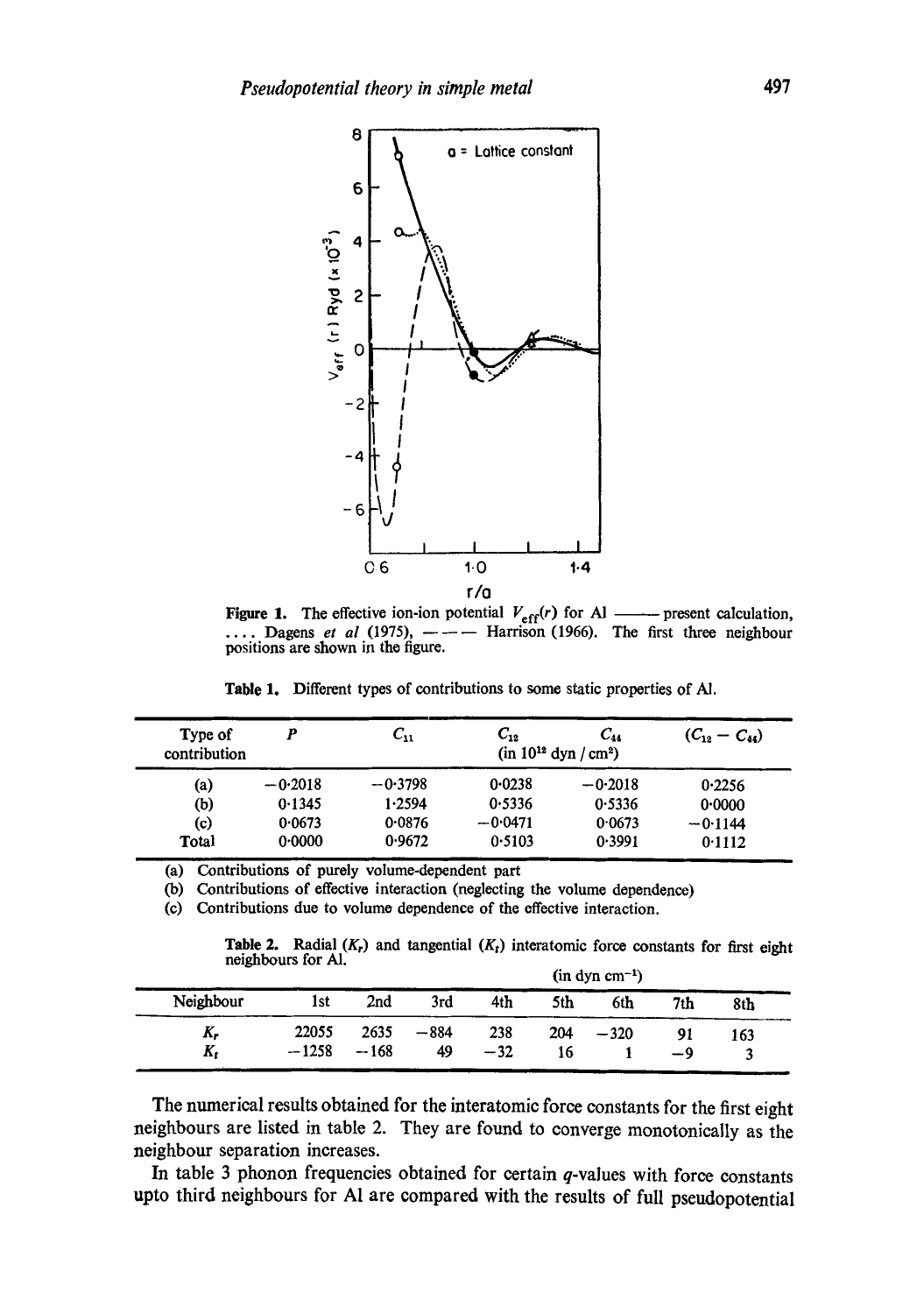**Figure 1.** The effective ion-ion potential $V_{\text{eff}}(r)$ for Al ——— present calculation, .... Dagens *et al* (1975), — — — Harrison (1966). The first three neighbour positions are shown in the figure.

**Table 1.** Different types of contributions to some static properties of Al.

| Type of contribution | $P$ | $C_{11}$ | $C_{12}$ (in $10^{12}$ dyn / cm$^2$) | $C_{44}$ | $(C_{12} - C_{44})$ |
|---|---|---|---|---|---|
| (a) | −0·2018 | −0·3798 | 0·0238 | −0·2018 | 0·2256 |
| (b) | 0·1345 | 1·2594 | 0·5336 | 0·5336 | 0·0000 |
| (c) | 0·0673 | 0·0876 | −0·0471 | 0·0673 | −0·1144 |
| Total | 0·0000 | 0·9672 | 0·5103 | 0·3991 | 0·1112 |

(a) Contributions of purely volume-dependent part
(b) Contributions of effective interaction (neglecting the volume dependence)
(c) Contributions due to volume dependence of the effective interaction.

**Table 2.** Radial ($K_r$) and tangential ($K_t$) interatomic force constants for first eight neighbours for Al. (in dyn cm$^{-1}$)

| Neighbour | 1st | 2nd | 3rd | 4th | 5th | 6th | 7th | 8th |
|---|---|---|---|---|---|---|---|---|
| $K_r$ | 22055 | 2635 | −884 | 238 | 204 | −320 | 91 | 163 |
| $K_t$ | −1258 | −168 | 49 | −32 | 16 | 1 | −9 | 3 |

The numerical results obtained for the interatomic force constants for the first eight neighbours are listed in table 2. They are found to converge monotonically as the neighbour separation increases.

In table 3 phonon frequencies obtained for certain $q$-values with force constants upto third neighbours for Al are compared with the results of full pseudopotential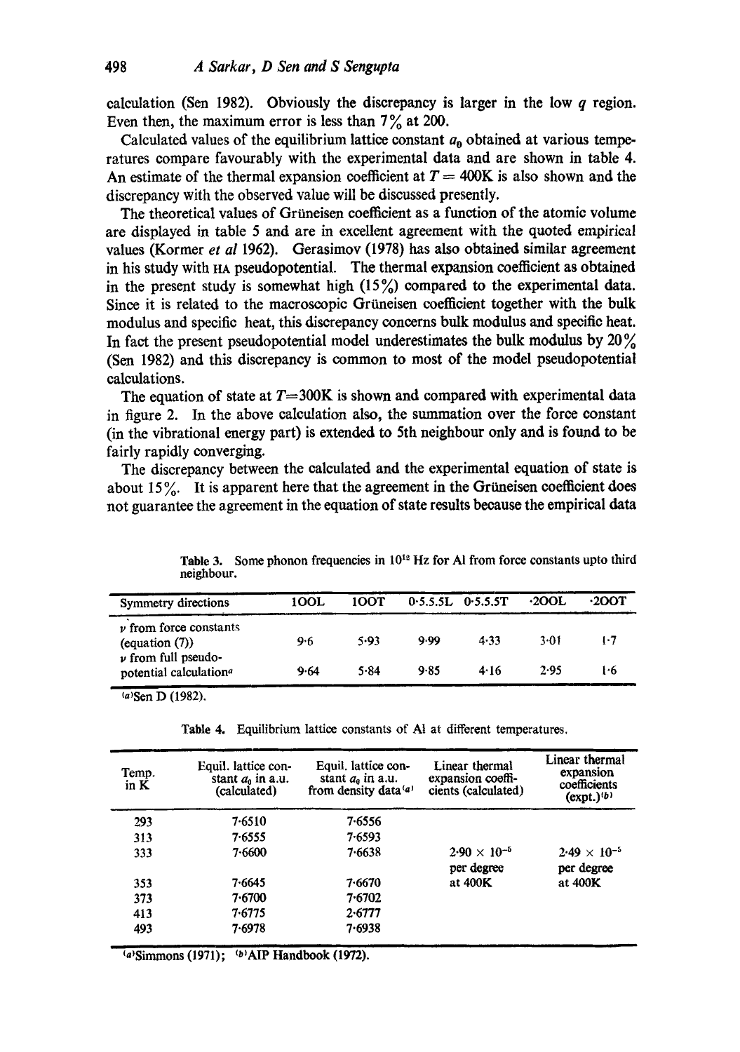calculation (Sen 1982). Obviously the discrepancy is larger in the low $q$ region. Even then, the maximum error is less than 7% at 200.

Calculated values of the equilibrium lattice constant $a_0$ obtained at various temperatures compare favourably with the experimental data and are shown in table 4. An estimate of the thermal expansion coefficient at $T = 400$K is also shown and the discrepancy with the observed value will be discussed presently.

The theoretical values of Grüneisen coefficient as a function of the atomic volume are displayed in table 5 and are in excellent agreement with the quoted empirical values (Kormer *et al* 1962). Gerasimov (1978) has also obtained similar agreement in his study with HA pseudopotential. The thermal expansion coefficient as obtained in the present study is somewhat high (15%) compared to the experimental data. Since it is related to the macroscopic Grüneisen coefficient together with the bulk modulus and specific heat, this discrepancy concerns bulk modulus and specific heat. In fact the present pseudopotential model underestimates the bulk modulus by 20% (Sen 1982) and this discrepancy is common to most of the model pseudopotential calculations.

The equation of state at $T$=300K is shown and compared with experimental data in figure 2. In the above calculation also, the summation over the force constant (in the vibrational energy part) is extended to 5th neighbour only and is found to be fairly rapidly converging.

The discrepancy between the calculated and the experimental equation of state is about 15%. It is apparent here that the agreement in the Grüneisen coefficient does not guarantee the agreement in the equation of state results because the empirical data

**Table 3.** Some phonon frequencies in $10^{12}$ Hz for Al from force constants upto third neighbour.

| Symmetry directions | 1OOL | 1OOT | 0·5.5.5L | 0·5.5.5T | ·2OOL | ·2OOT |
|---|---|---|---|---|---|---|
| $\nu$ from force constants (equation (7)) | 9·6 | 5·93 | 9·99 | 4·33 | 3·01 | 1·7 |
| $\nu$ from full pseudo-potential calculation[a] | 9·64 | 5·84 | 9·85 | 4·16 | 2·95 | 1·6 |

[a] Sen D (1982).

**Table 4.** Equilibrium lattice constants of Al at different temperatures.

| Temp. in K | Equil. lattice constant $a_0$ in a.u. (calculated) | Equil. lattice constant $a_0$ in a.u. from density data[a] | Linear thermal expansion coefficients (calculated) | Linear thermal expansion coefficients (expt.)[b] |
|---|---|---|---|---|
| 293 | 7·6510 | 7·6556 | | |
| 313 | 7·6555 | 7·6593 | | |
| 333 | 7·6600 | 7·6638 | $2{\cdot}90 \times 10^{-5}$ per degree | $2{\cdot}49 \times 10^{-5}$ per degree |
| 353 | 7·6645 | 7·6670 | at 400K | at 400K |
| 373 | 7·6700 | 7·6702 | | |
| 413 | 7·6775 | 2·6777 | | |
| 493 | 7·6978 | 7·6938 | | |

[a] Simmons (1971); [b] AIP Handbook (1972).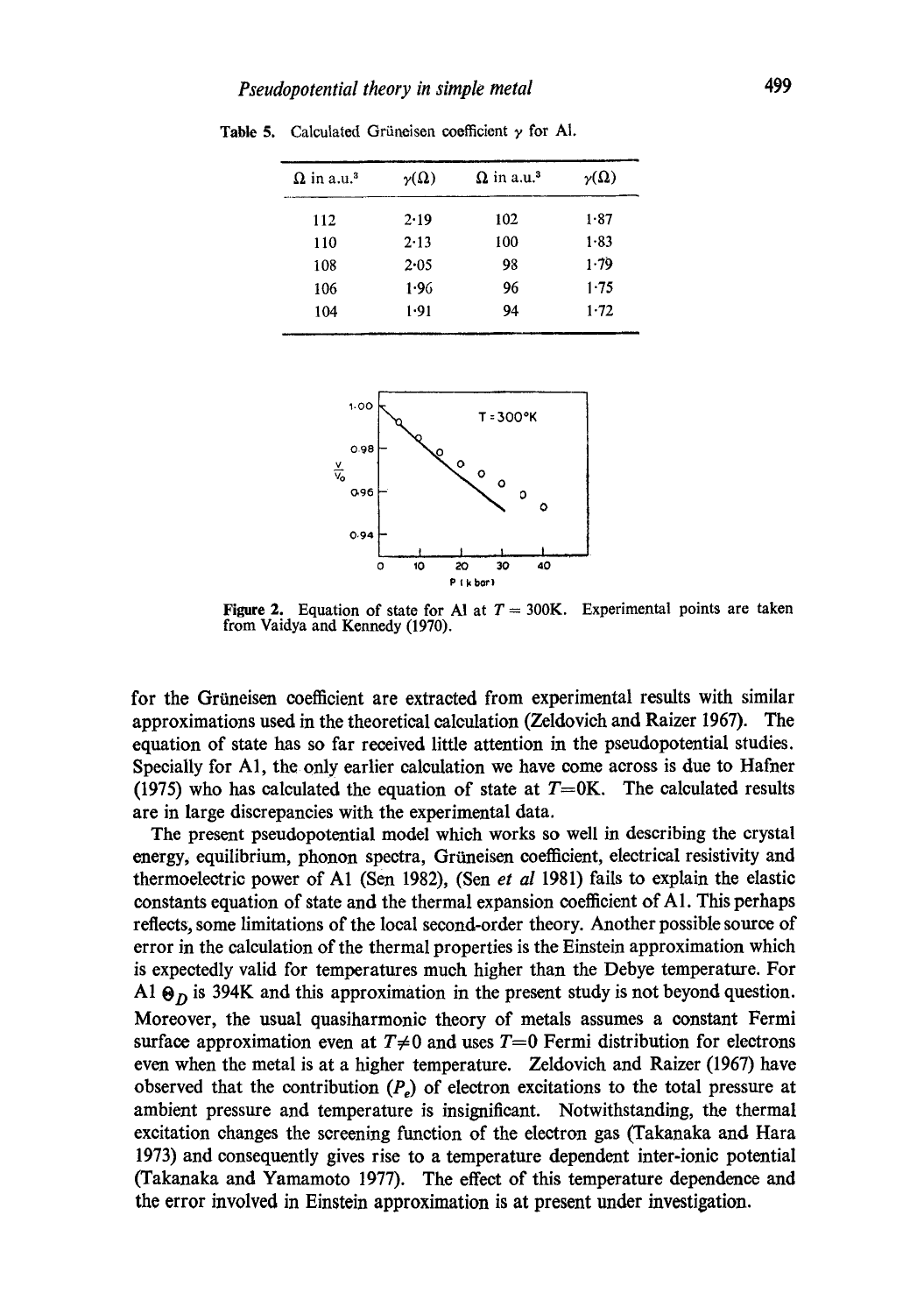Table 5. Calculated Grüneisen coefficient $\gamma$ for Al.

| $\Omega$ in a.u.$^3$ | $\gamma(\Omega)$ | $\Omega$ in a.u.$^3$ | $\gamma(\Omega)$ |
|---|---|---|---|
| 112 | 2·19 | 102 | 1·87 |
| 110 | 2·13 | 100 | 1·83 |
| 108 | 2·05 | 98 | 1·79 |
| 106 | 1·96 | 96 | 1·75 |
| 104 | 1·91 | 94 | 1·72 |

**Figure 2.** Equation of state for Al at $T = 300$K. Experimental points are taken from Vaidya and Kennedy (1970).

for the Grüneisen coefficient are extracted from experimental results with similar approximations used in the theoretical calculation (Zeldovich and Raizer 1967). The equation of state has so far received little attention in the pseudopotential studies. Specially for Al, the only earlier calculation we have come across is due to Hafner (1975) who has calculated the equation of state at $T=0$K. The calculated results are in large discrepancies with the experimental data.

The present pseudopotential model which works so well in describing the crystal energy, equilibrium, phonon spectra, Grüneisen coefficient, electrical resistivity and thermoelectric power of Al (Sen 1982), (Sen *et al* 1981) fails to explain the elastic constants equation of state and the thermal expansion coefficient of Al. This perhaps reflects, some limitations of the local second-order theory. Another possible source of error in the calculation of the thermal properties is the Einstein approximation which is expectedly valid for temperatures much higher than the Debye temperature. For Al $\Theta_D$ is 394K and this approximation in the present study is not beyond question. Moreover, the usual quasiharmonic theory of metals assumes a constant Fermi surface approximation even at $T\neq 0$ and uses $T=0$ Fermi distribution for electrons even when the metal is at a higher temperature. Zeldovich and Raizer (1967) have observed that the contribution ($P_e$) of electron excitations to the total pressure at ambient pressure and temperature is insignificant. Notwithstanding, the thermal excitation changes the screening function of the electron gas (Takanaka and Hara 1973) and consequently gives rise to a temperature dependent inter-ionic potential (Takanaka and Yamamoto 1977). The effect of this temperature dependence and the error involved in Einstein approximation is at present under investigation.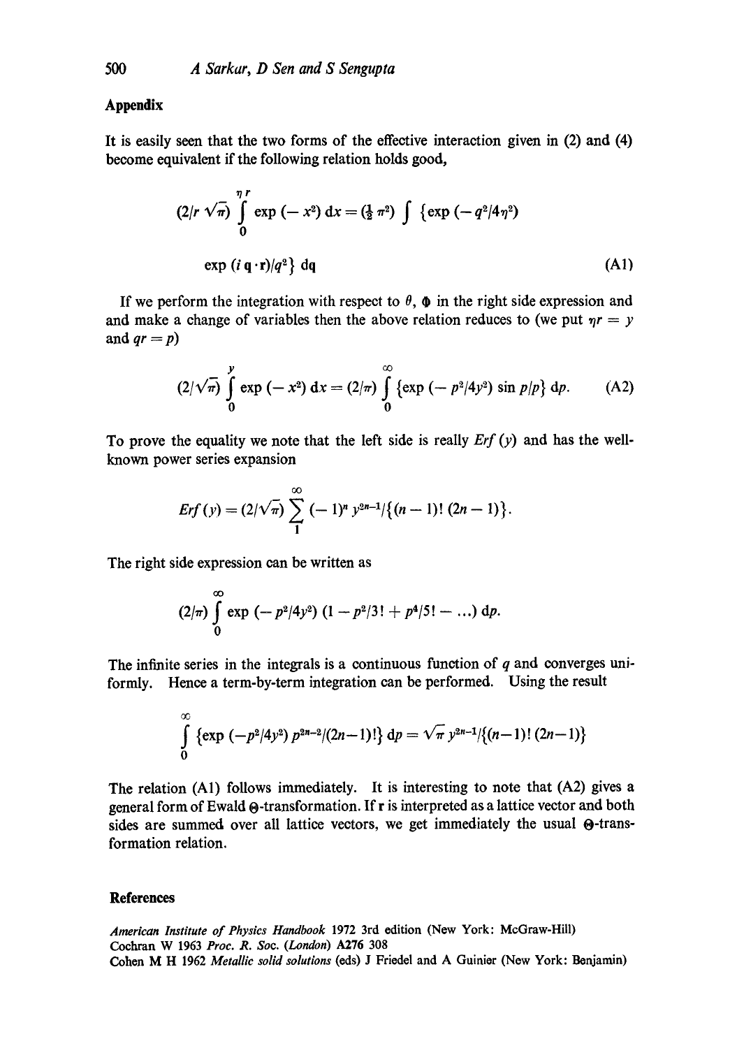## Appendix

It is easily seen that the two forms of the effective interaction given in (2) and (4) become equivalent if the following relation holds good,

$$(2/r\sqrt{\pi})\int_0^{\eta r}\exp(-x^2)\,\mathrm{d}x = (\tfrac{1}{2}\pi^2)\int\{\exp(-q^2/4\eta^2)\exp(i\,\mathbf{q}\cdot\mathbf{r})/q^2\}\,\mathrm{d}\mathbf{q} \tag{A1}$$

If we perform the integration with respect to $\theta$, $\Phi$ in the right side expression and and make a change of variables then the above relation reduces to (we put $\eta r = y$ and $qr = p$)

$$(2/\sqrt{\pi})\int_0^{y}\exp(-x^2)\,\mathrm{d}x = (2/\pi)\int_0^{\infty}\{\exp(-p^2/4y^2)\sin p/p\}\,\mathrm{d}p. \tag{A2}$$

To prove the equality we note that the left side is really $Erf\,(y)$ and has the well-known power series expansion

$$Erf\,(y) = (2/\sqrt{\pi})\sum_{1}^{\infty}(-1)^n\,y^{2n-1}/\{(n-1)!\,(2n-1)\}.$$

The right side expression can be written as

$$(2/\pi)\int_0^{\infty}\exp(-p^2/4y^2)\,(1 - p^2/3! + p^4/5! - \ldots)\,\mathrm{d}p.$$

The infinite series in the integrals is a continuous function of $q$ and converges uniformly. Hence a term-by-term integration can be performed. Using the result

$$\int_0^{\infty}\{\exp(-p^2/4y^2)\,p^{2n-2}/(2n-1)!\}\,\mathrm{d}p = \sqrt{\pi}\,y^{2n-1}/\{(n-1)!\,(2n-1)\}$$

The relation (A1) follows immediately. It is interesting to note that (A2) gives a general form of Ewald $\Theta$-transformation. If $\mathbf{r}$ is interpreted as a lattice vector and both sides are summed over all lattice vectors, we get immediately the usual $\Theta$-transformation relation.

## References

*American Institute of Physics Handbook* 1972 3rd edition (New York: McGraw-Hill)

Cochran W 1963 *Proc. R. Soc. (London)* **A276** 308

Cohen M H 1962 *Metallic solid solutions* (eds) J Friedel and A Guinier (New York: Benjamin)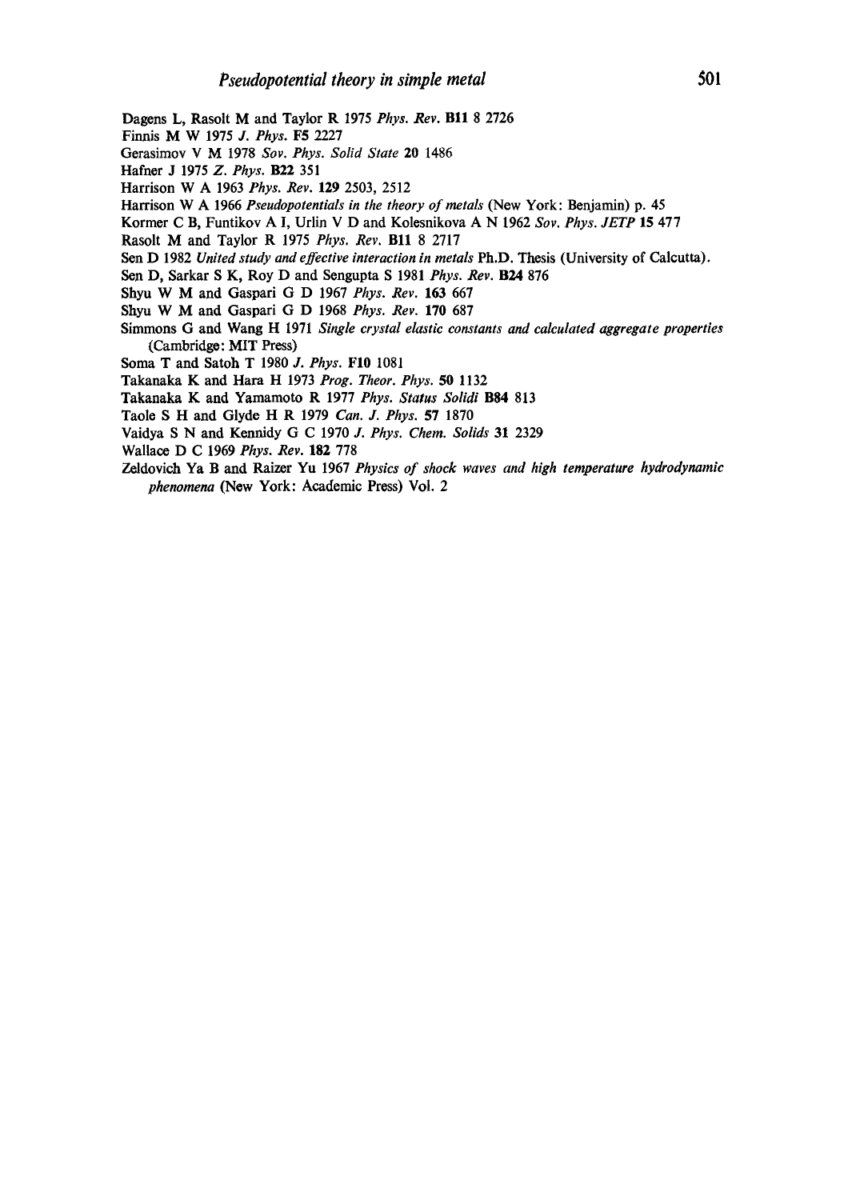Dagens L, Rasolt M and Taylor R 1975 *Phys. Rev.* **B11** 8 2726

Finnis M W 1975 *J. Phys.* **F5** 2227

Gerasimov V M 1978 *Sov. Phys. Solid State* **20** 1486

Hafner J 1975 *Z. Phys.* **B22** 351

Harrison W A 1963 *Phys. Rev.* **129** 2503, 2512

Harrison W A 1966 *Pseudopotentials in the theory of metals* (New York: Benjamin) p. 45

Kormer C B, Funtikov A I, Urlin V D and Kolesnikova A N 1962 *Sov. Phys. JETP* **15** 477

Rasolt M and Taylor R 1975 *Phys. Rev.* **B11** 8 2717

Sen D 1982 *United study and effective interaction in metals* Ph.D. Thesis (University of Calcutta).

Sen D, Sarkar S K, Roy D and Sengupta S 1981 *Phys. Rev.* **B24** 876

Shyu W M and Gaspari G D 1967 *Phys. Rev.* **163** 667

Shyu W M and Gaspari G D 1968 *Phys. Rev.* **170** 687

Simmons G and Wang H 1971 *Single crystal elastic constants and calculated aggregate properties* (Cambridge: MIT Press)

Soma T and Satoh T 1980 *J. Phys.* **F10** 1081

Takanaka K and Hara H 1973 *Prog. Theor. Phys.* **50** 1132

Takanaka K and Yamamoto R 1977 *Phys. Status Solidi* **B84** 813

Taole S H and Glyde H R 1979 *Can. J. Phys.* **57** 1870

Vaidya S N and Kennidy G C 1970 *J. Phys. Chem. Solids* **31** 2329

Wallace D C 1969 *Phys. Rev.* **182** 778

Zeldovich Ya B and Raizer Yu 1967 *Physics of shock waves and high temperature hydrodynamic phenomena* (New York: Academic Press) Vol. 2